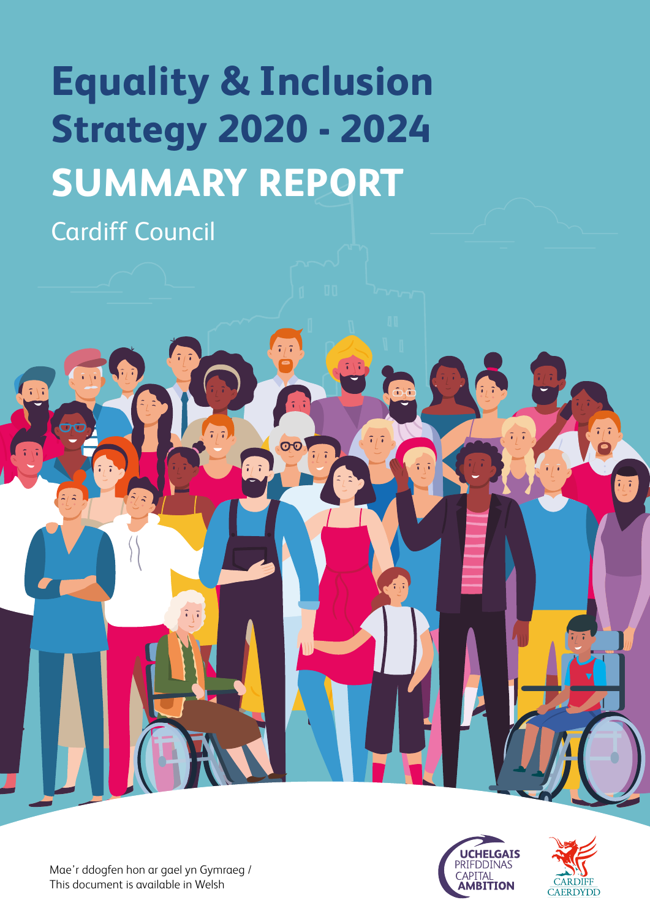# Equality & Inclusion Strategy 2020 - 2024

# SUMMARY REPORT

Cardiff Council

Mae'r ddogfen hon ar gael yn Gymraeg /
This document is available in Welsh

UCHELGAIS PRIFDDINAS
CAPITAL AMBITION

CARDIFF
CAERDYDD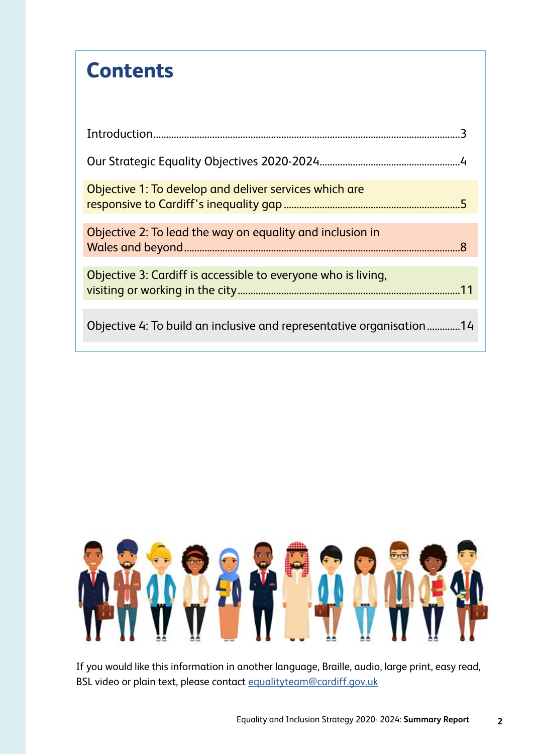# Contents

Introduction......3

Our Strategic Equality Objectives 2020-2024......4

Objective 1: To develop and deliver services which are responsive to Cardiff's inequality gap......5

Objective 2: To lead the way on equality and inclusion in Wales and beyond......8

Objective 3: Cardiff is accessible to everyone who is living, visiting or working in the city......11

Objective 4: To build an inclusive and representative organisation......14

If you would like this information in another language, Braille, audio, large print, easy read, BSL video or plain text, please contact [equalityteam@cardiff.gov.uk](mailto:equalityteam@cardiff.gov.uk)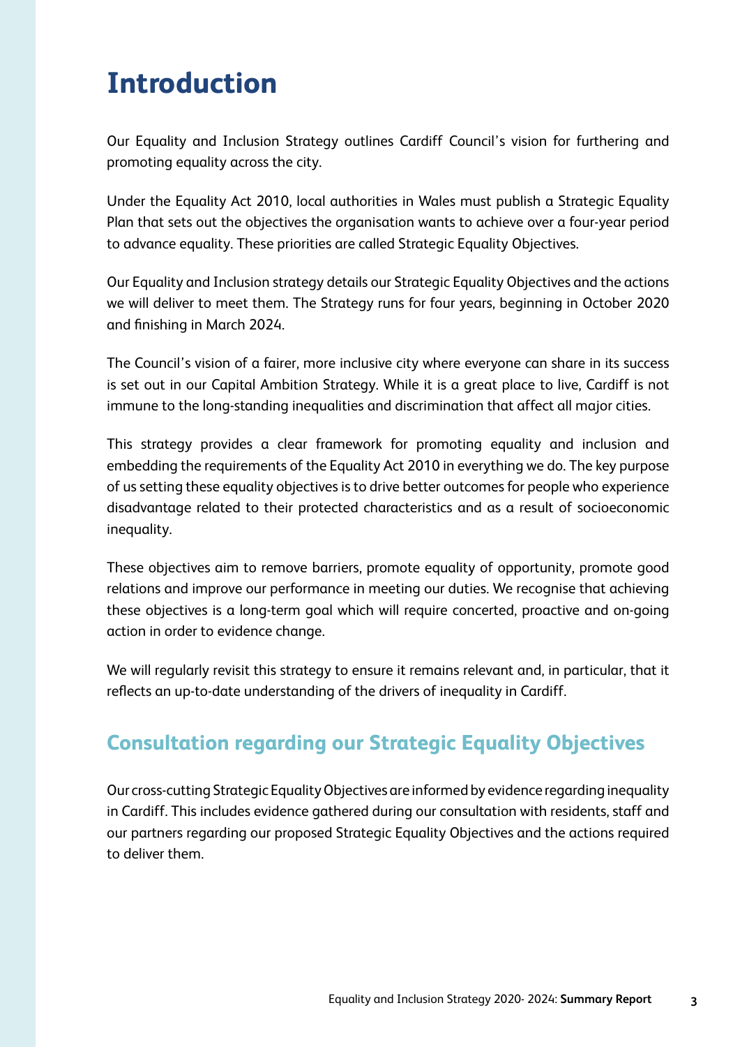# Introduction

Our Equality and Inclusion Strategy outlines Cardiff Council's vision for furthering and promoting equality across the city.

Under the Equality Act 2010, local authorities in Wales must publish a Strategic Equality Plan that sets out the objectives the organisation wants to achieve over a four-year period to advance equality. These priorities are called Strategic Equality Objectives.

Our Equality and Inclusion strategy details our Strategic Equality Objectives and the actions we will deliver to meet them. The Strategy runs for four years, beginning in October 2020 and finishing in March 2024.

The Council's vision of a fairer, more inclusive city where everyone can share in its success is set out in our Capital Ambition Strategy. While it is a great place to live, Cardiff is not immune to the long-standing inequalities and discrimination that affect all major cities.

This strategy provides a clear framework for promoting equality and inclusion and embedding the requirements of the Equality Act 2010 in everything we do. The key purpose of us setting these equality objectives is to drive better outcomes for people who experience disadvantage related to their protected characteristics and as a result of socioeconomic inequality.

These objectives aim to remove barriers, promote equality of opportunity, promote good relations and improve our performance in meeting our duties. We recognise that achieving these objectives is a long-term goal which will require concerted, proactive and on-going action in order to evidence change.

We will regularly revisit this strategy to ensure it remains relevant and, in particular, that it reflects an up-to-date understanding of the drivers of inequality in Cardiff.

## Consultation regarding our Strategic Equality Objectives

Our cross-cutting Strategic Equality Objectives are informed by evidence regarding inequality in Cardiff. This includes evidence gathered during our consultation with residents, staff and our partners regarding our proposed Strategic Equality Objectives and the actions required to deliver them.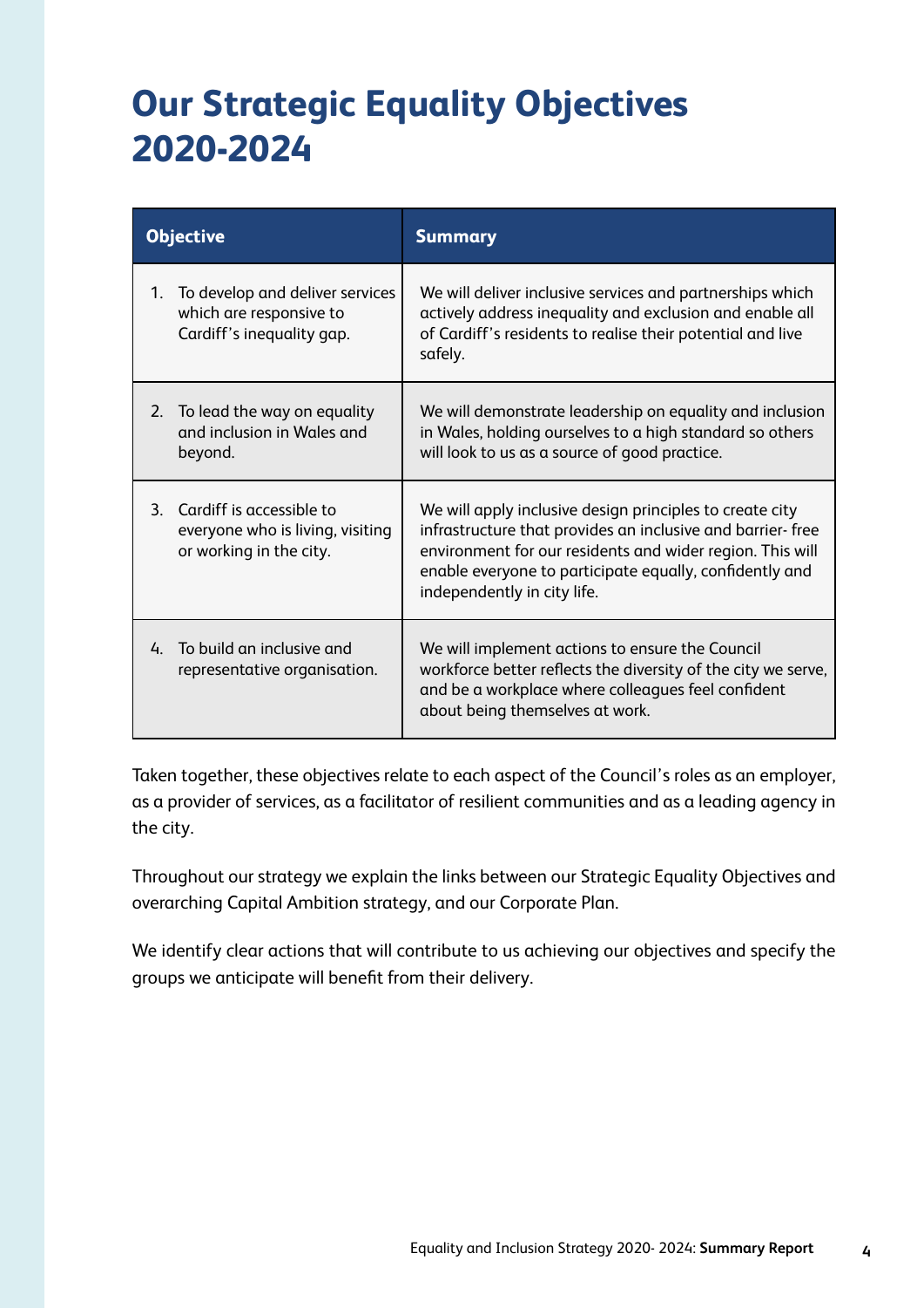# Our Strategic Equality Objectives 2020-2024

| Objective | Summary |
|---|---|
| 1. To develop and deliver services which are responsive to Cardiff's inequality gap. | We will deliver inclusive services and partnerships which actively address inequality and exclusion and enable all of Cardiff's residents to realise their potential and live safely. |
| 2. To lead the way on equality and inclusion in Wales and beyond. | We will demonstrate leadership on equality and inclusion in Wales, holding ourselves to a high standard so others will look to us as a source of good practice. |
| 3. Cardiff is accessible to everyone who is living, visiting or working in the city. | We will apply inclusive design principles to create city infrastructure that provides an inclusive and barrier- free environment for our residents and wider region. This will enable everyone to participate equally, confidently and independently in city life. |
| 4. To build an inclusive and representative organisation. | We will implement actions to ensure the Council workforce better reflects the diversity of the city we serve, and be a workplace where colleagues feel confident about being themselves at work. |

Taken together, these objectives relate to each aspect of the Council's roles as an employer, as a provider of services, as a facilitator of resilient communities and as a leading agency in the city.

Throughout our strategy we explain the links between our Strategic Equality Objectives and overarching Capital Ambition strategy, and our Corporate Plan.

We identify clear actions that will contribute to us achieving our objectives and specify the groups we anticipate will benefit from their delivery.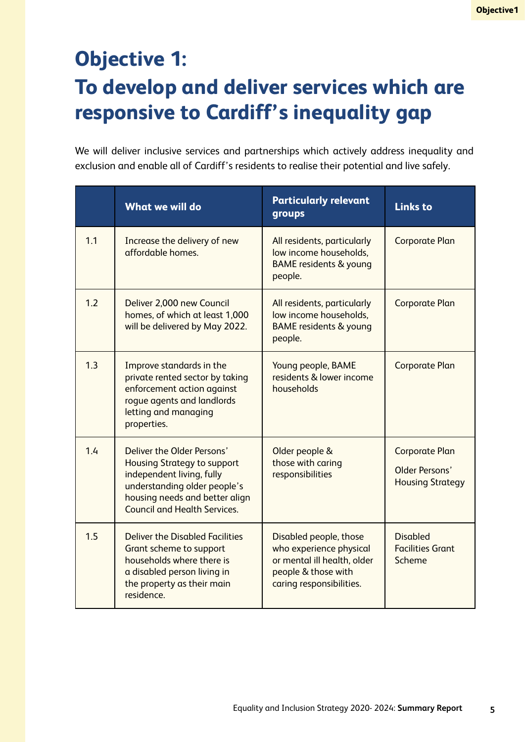# Objective 1:
# To develop and deliver services which are responsive to Cardiff's inequality gap

We will deliver inclusive services and partnerships which actively address inequality and exclusion and enable all of Cardiff's residents to realise their potential and live safely.

| | What we will do | Particularly relevant groups | Links to |
|---|---|---|---|
| 1.1 | Increase the delivery of new affordable homes. | All residents, particularly low income households, BAME residents & young people. | Corporate Plan |
| 1.2 | Deliver 2,000 new Council homes, of which at least 1,000 will be delivered by May 2022. | All residents, particularly low income households, BAME residents & young people. | Corporate Plan |
| 1.3 | Improve standards in the private rented sector by taking enforcement action against rogue agents and landlords letting and managing properties. | Young people, BAME residents & lower income households | Corporate Plan |
| 1.4 | Deliver the Older Persons' Housing Strategy to support independent living, fully understanding older people's housing needs and better align Council and Health Services. | Older people & those with caring responsibilities | Corporate Plan<br>Older Persons' Housing Strategy |
| 1.5 | Deliver the Disabled Facilities Grant scheme to support households where there is a disabled person living in the property as their main residence. | Disabled people, those who experience physical or mental ill health, older people & those with caring responsibilities. | Disabled Facilities Grant Scheme |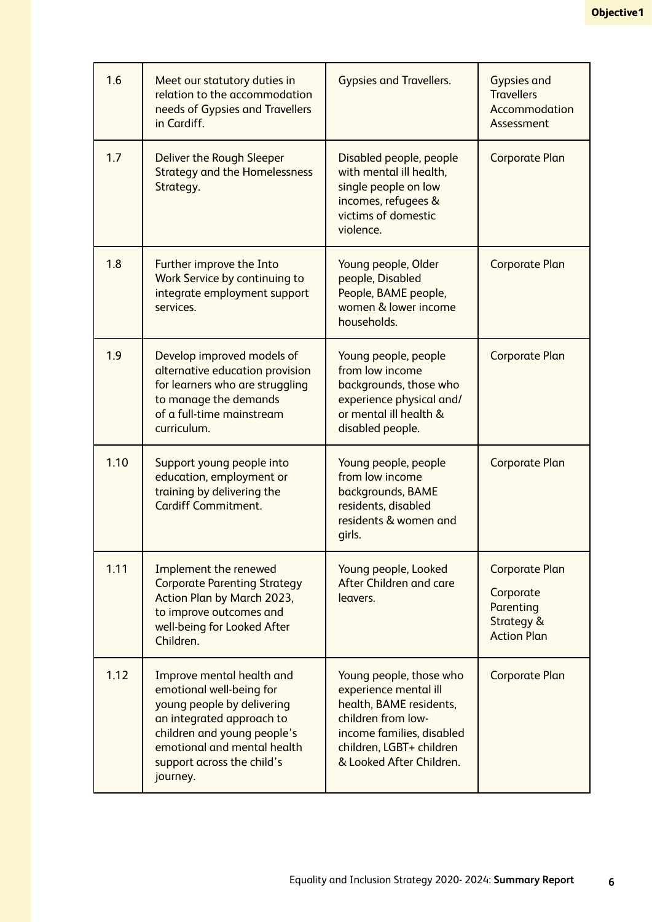| 1.6 | Meet our statutory duties in relation to the accommodation needs of Gypsies and Travellers in Cardiff. | Gypsies and Travellers. | Gypsies and Travellers Accommodation Assessment |
|---|---|---|---|
| 1.7 | Deliver the Rough Sleeper Strategy and the Homelessness Strategy. | Disabled people, people with mental ill health, single people on low incomes, refugees & victims of domestic violence. | Corporate Plan |
| 1.8 | Further improve the Into Work Service by continuing to integrate employment support services. | Young people, Older people, Disabled People, BAME people, women & lower income households. | Corporate Plan |
| 1.9 | Develop improved models of alternative education provision for learners who are struggling to manage the demands of a full-time mainstream curriculum. | Young people, people from low income backgrounds, those who experience physical and/or mental ill health & disabled people. | Corporate Plan |
| 1.10 | Support young people into education, employment or training by delivering the Cardiff Commitment. | Young people, people from low income backgrounds, BAME residents, disabled residents & women and girls. | Corporate Plan |
| 1.11 | Implement the renewed Corporate Parenting Strategy Action Plan by March 2023, to improve outcomes and well-being for Looked After Children. | Young people, Looked After Children and care leavers. | Corporate Plan<br><br>Corporate Parenting Strategy & Action Plan |
| 1.12 | Improve mental health and emotional well-being for young people by delivering an integrated approach to children and young people's emotional and mental health support across the child's journey. | Young people, those who experience mental ill health, BAME residents, children from low-income families, disabled children, LGBT+ children & Looked After Children. | Corporate Plan |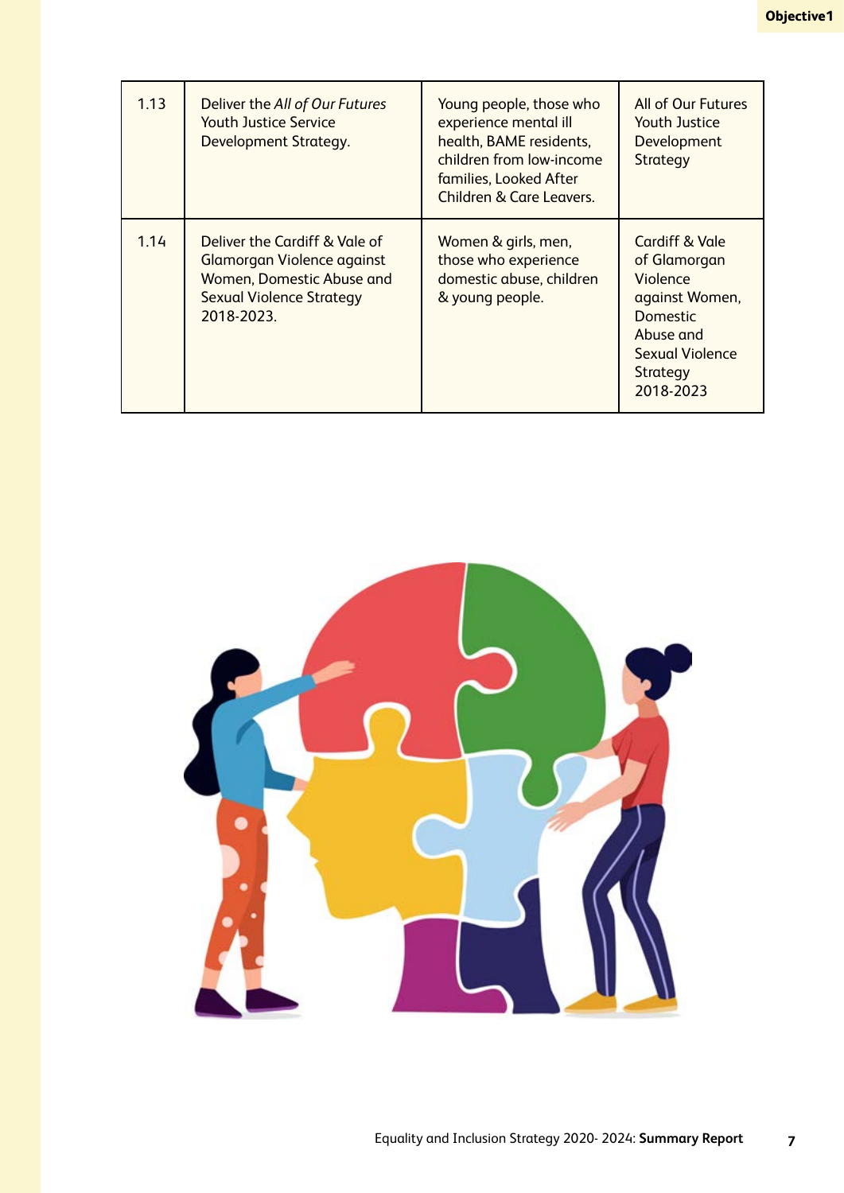| | | | |
|---|---|---|---|
| 1.13 | Deliver the *All of Our Futures* Youth Justice Service Development Strategy. | Young people, those who experience mental ill health, BAME residents, children from low-income families, Looked After Children & Care Leavers. | All of Our Futures Youth Justice Development Strategy |
| 1.14 | Deliver the Cardiff & Vale of Glamorgan Violence against Women, Domestic Abuse and Sexual Violence Strategy 2018-2023. | Women & girls, men, those who experience domestic abuse, children & young people. | Cardiff & Vale of Glamorgan Violence against Women, Domestic Abuse and Sexual Violence Strategy 2018-2023 |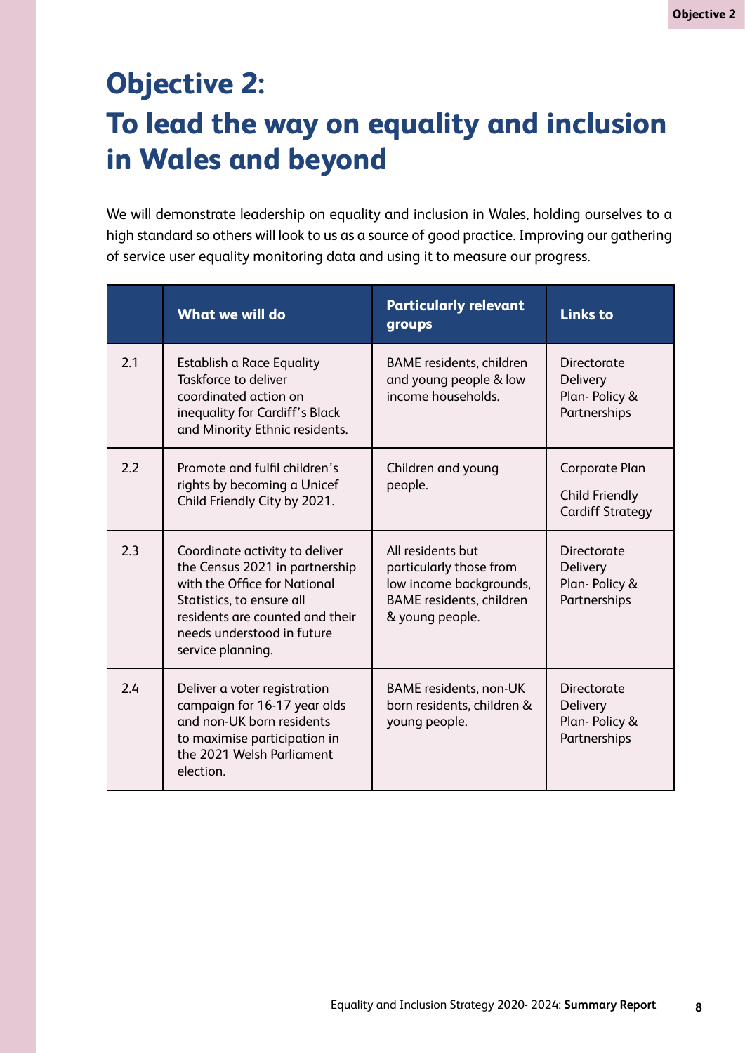# Objective 2: To lead the way on equality and inclusion in Wales and beyond

We will demonstrate leadership on equality and inclusion in Wales, holding ourselves to a high standard so others will look to us as a source of good practice. Improving our gathering of service user equality monitoring data and using it to measure our progress.

| | What we will do | Particularly relevant groups | Links to |
|---|---|---|---|
| 2.1 | Establish a Race Equality Taskforce to deliver coordinated action on inequality for Cardiff's Black and Minority Ethnic residents. | BAME residents, children and young people & low income households. | Directorate Delivery Plan- Policy & Partnerships |
| 2.2 | Promote and fulfil children's rights by becoming a Unicef Child Friendly City by 2021. | Children and young people. | Corporate Plan<br>Child Friendly Cardiff Strategy |
| 2.3 | Coordinate activity to deliver the Census 2021 in partnership with the Office for National Statistics, to ensure all residents are counted and their needs understood in future service planning. | All residents but particularly those from low income backgrounds, BAME residents, children & young people. | Directorate Delivery Plan- Policy & Partnerships |
| 2.4 | Deliver a voter registration campaign for 16-17 year olds and non-UK born residents to maximise participation in the 2021 Welsh Parliament election. | BAME residents, non-UK born residents, children & young people. | Directorate Delivery Plan- Policy & Partnerships |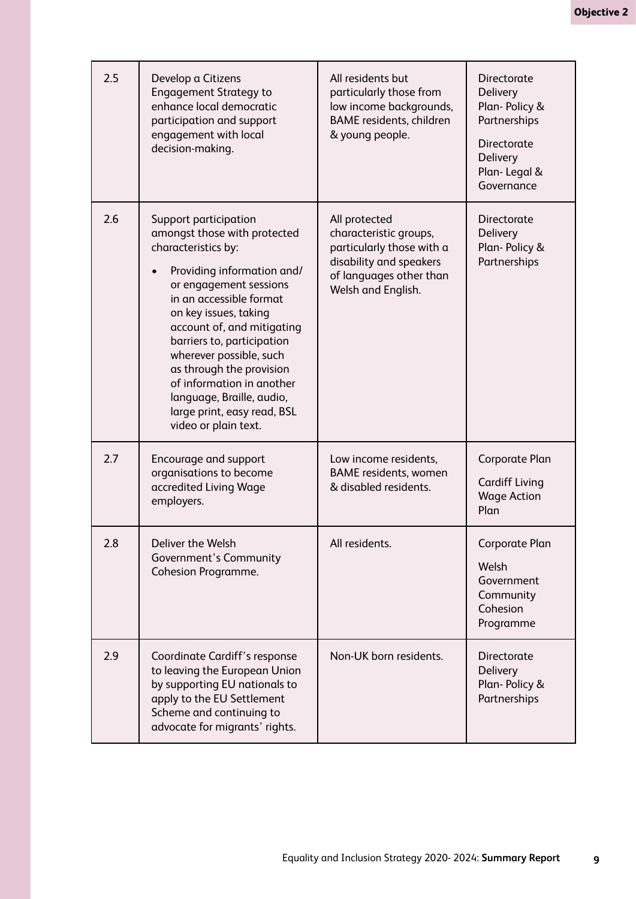| 2.5 | Develop a Citizens Engagement Strategy to enhance local democratic participation and support engagement with local decision-making. | All residents but particularly those from low income backgrounds, BAME residents, children & young people. | Directorate Delivery Plan- Policy & Partnerships<br><br>Directorate Delivery Plan- Legal & Governance |
|---|---|---|---|
| 2.6 | Support participation amongst those with protected characteristics by:<br><br>• Providing information and/or engagement sessions in an accessible format on key issues, taking account of, and mitigating barriers to, participation wherever possible, such as through the provision of information in another language, Braille, audio, large print, easy read, BSL video or plain text. | All protected characteristic groups, particularly those with a disability and speakers of languages other than Welsh and English. | Directorate Delivery Plan- Policy & Partnerships |
| 2.7 | Encourage and support organisations to become accredited Living Wage employers. | Low income residents, BAME residents, women & disabled residents. | Corporate Plan<br><br>Cardiff Living Wage Action Plan |
| 2.8 | Deliver the Welsh Government's Community Cohesion Programme. | All residents. | Corporate Plan<br><br>Welsh Government Community Cohesion Programme |
| 2.9 | Coordinate Cardiff's response to leaving the European Union by supporting EU nationals to apply to the EU Settlement Scheme and continuing to advocate for migrants' rights. | Non-UK born residents. | Directorate Delivery Plan- Policy & Partnerships |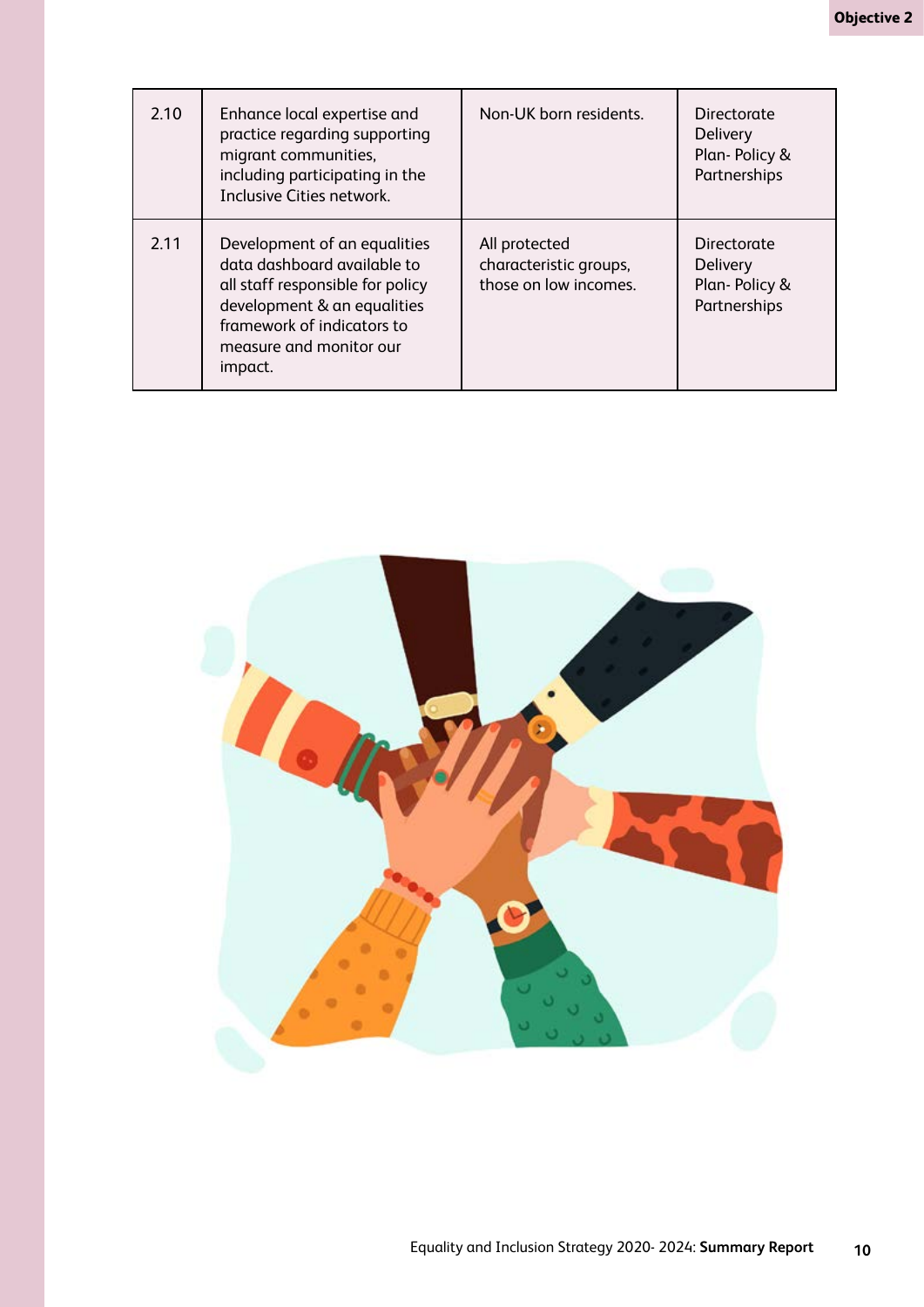| 2.10 | Enhance local expertise and practice regarding supporting migrant communities, including participating in the Inclusive Cities network. | Non-UK born residents. | Directorate Delivery Plan- Policy & Partnerships |
|---|---|---|---|
| 2.11 | Development of an equalities data dashboard available to all staff responsible for policy development & an equalities framework of indicators to measure and monitor our impact. | All protected characteristic groups, those on low incomes. | Directorate Delivery Plan- Policy & Partnerships |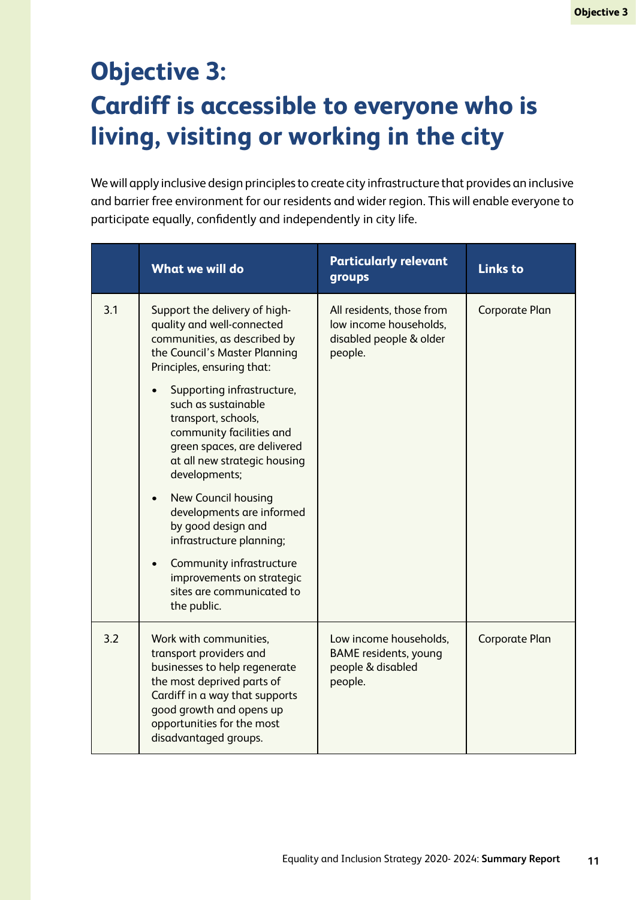# Objective 3: Cardiff is accessible to everyone who is living, visiting or working in the city

We will apply inclusive design principles to create city infrastructure that provides an inclusive and barrier free environment for our residents and wider region. This will enable everyone to participate equally, confidently and independently in city life.

| | What we will do | Particularly relevant groups | Links to |
|---|---|---|---|
| 3.1 | Support the delivery of high-quality and well-connected communities, as described by the Council's Master Planning Principles, ensuring that:<br>• Supporting infrastructure, such as sustainable transport, schools, community facilities and green spaces, are delivered at all new strategic housing developments;<br>• New Council housing developments are informed by good design and infrastructure planning;<br>• Community infrastructure improvements on strategic sites are communicated to the public. | All residents, those from low income households, disabled people & older people. | Corporate Plan |
| 3.2 | Work with communities, transport providers and businesses to help regenerate the most deprived parts of Cardiff in a way that supports good growth and opens up opportunities for the most disadvantaged groups. | Low income households, BAME residents, young people & disabled people. | Corporate Plan |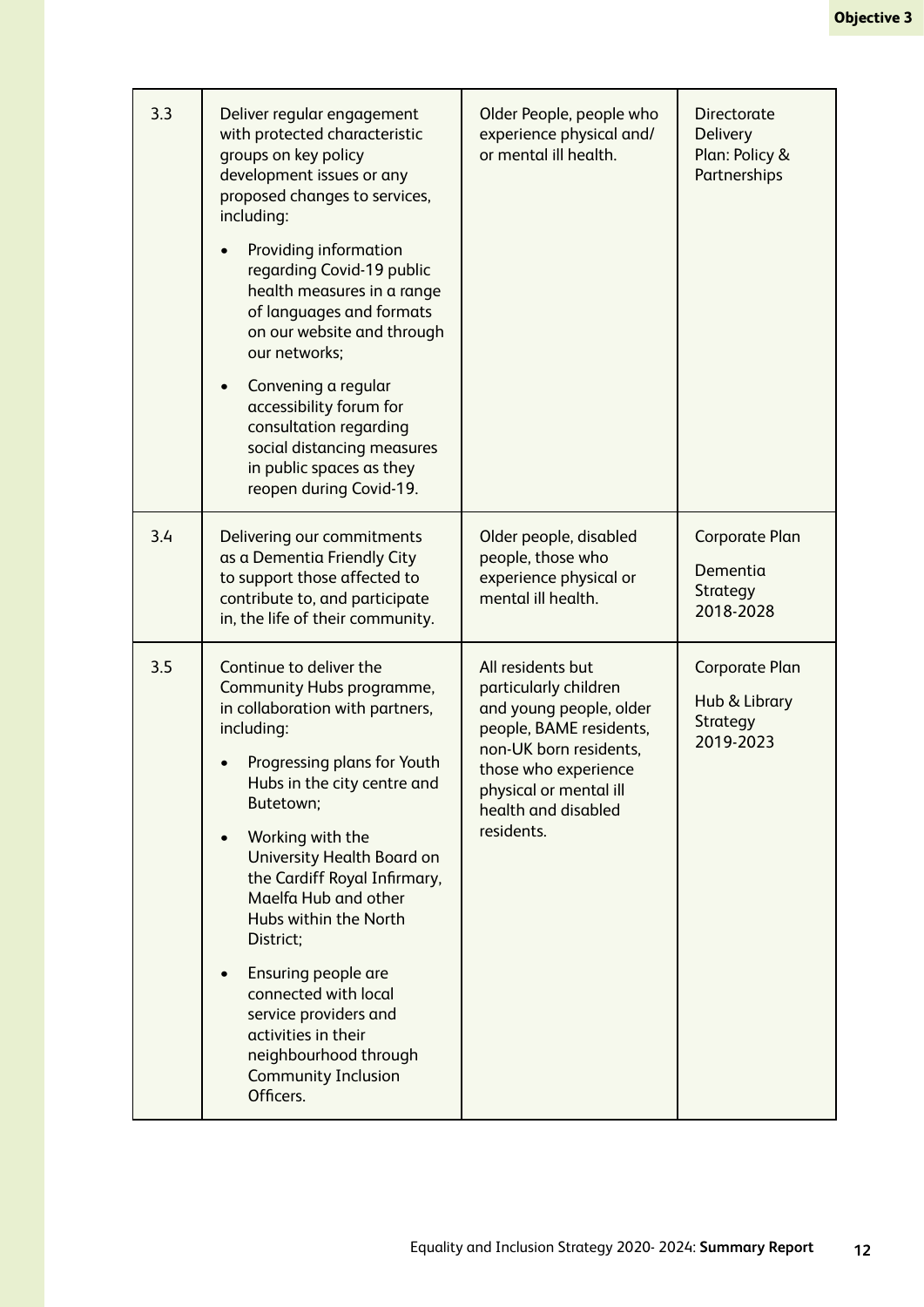| | | | |
|---|---|---|---|
| 3.3 | Deliver regular engagement with protected characteristic groups on key policy development issues or any proposed changes to services, including:<br><br>• Providing information regarding Covid-19 public health measures in a range of languages and formats on our website and through our networks;<br><br>• Convening a regular accessibility forum for consultation regarding social distancing measures in public spaces as they reopen during Covid-19. | Older People, people who experience physical and/ or mental ill health. | Directorate Delivery Plan: Policy & Partnerships |
| 3.4 | Delivering our commitments as a Dementia Friendly City to support those affected to contribute to, and participate in, the life of their community. | Older people, disabled people, those who experience physical or mental ill health. | Corporate Plan<br><br>Dementia Strategy 2018-2028 |
| 3.5 | Continue to deliver the Community Hubs programme, in collaboration with partners, including:<br><br>• Progressing plans for Youth Hubs in the city centre and Butetown;<br><br>• Working with the University Health Board on the Cardiff Royal Infirmary, Maelfa Hub and other Hubs within the North District;<br><br>• Ensuring people are connected with local service providers and activities in their neighbourhood through Community Inclusion Officers. | All residents but particularly children and young people, older people, BAME residents, non-UK born residents, those who experience physical or mental ill health and disabled residents. | Corporate Plan<br><br>Hub & Library Strategy 2019-2023 |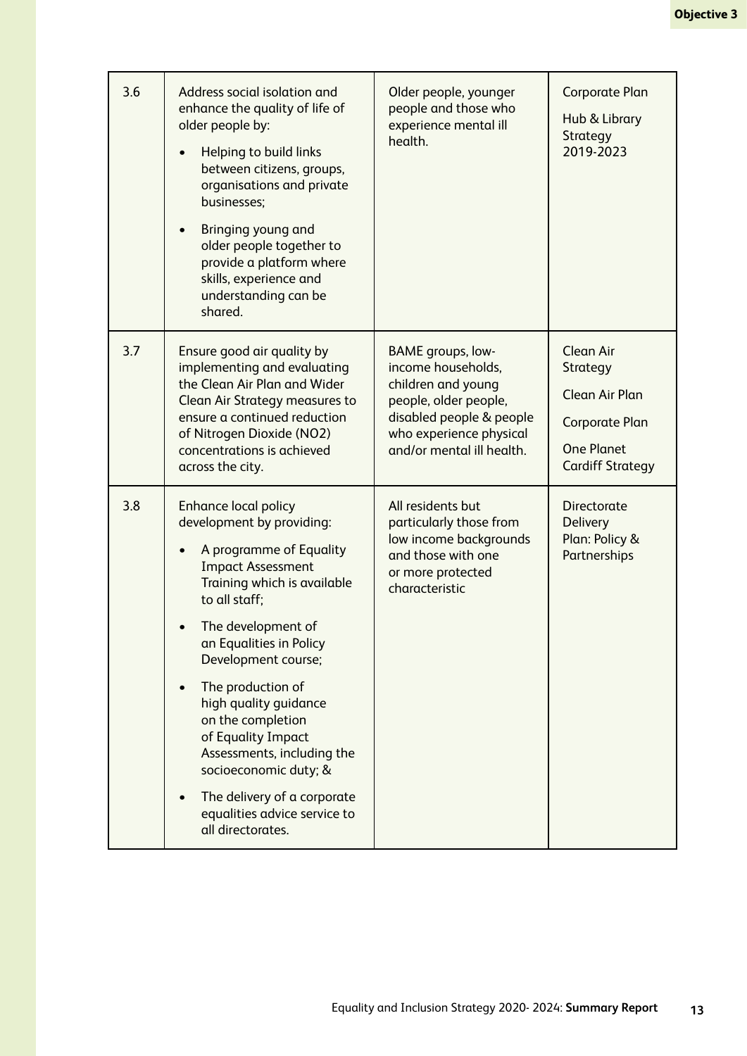| | | | |
|---|---|---|---|
| 3.6 | Address social isolation and enhance the quality of life of older people by:<br>• Helping to build links between citizens, groups, organisations and private businesses;<br>• Bringing young and older people together to provide a platform where skills, experience and understanding can be shared. | Older people, younger people and those who experience mental ill health. | Corporate Plan<br>Hub & Library Strategy 2019-2023 |
| 3.7 | Ensure good air quality by implementing and evaluating the Clean Air Plan and Wider Clean Air Strategy measures to ensure a continued reduction of Nitrogen Dioxide ($NO_2$) concentrations is achieved across the city. | BAME groups, low-income households, children and young people, older people, disabled people & people who experience physical and/or mental ill health. | Clean Air Strategy<br>Clean Air Plan<br>Corporate Plan<br>One Planet Cardiff Strategy |
| 3.8 | Enhance local policy development by providing:<br>• A programme of Equality Impact Assessment Training which is available to all staff;<br>• The development of an Equalities in Policy Development course;<br>• The production of high quality guidance on the completion of Equality Impact Assessments, including the socioeconomic duty; &<br>• The delivery of a corporate equalities advice service to all directorates. | All residents but particularly those from low income backgrounds and those with one or more protected characteristic | Directorate Delivery Plan: Policy & Partnerships |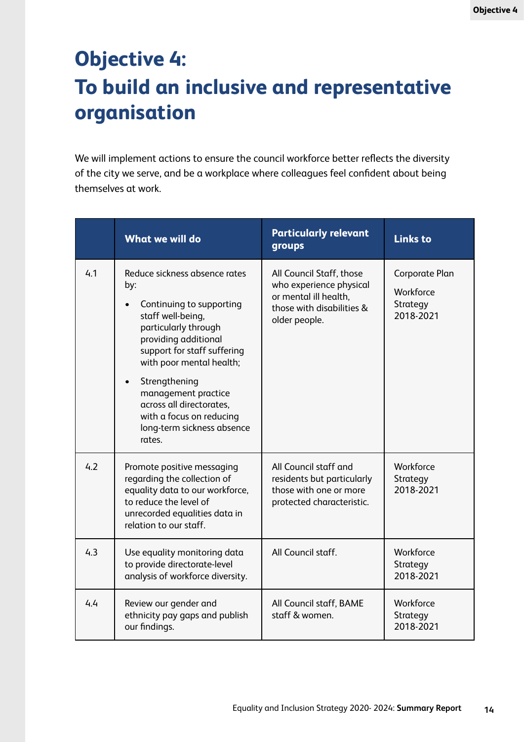# Objective 4: To build an inclusive and representative organisation

We will implement actions to ensure the council workforce better reflects the diversity of the city we serve, and be a workplace where colleagues feel confident about being themselves at work.

| | What we will do | Particularly relevant groups | Links to |
|---|---|---|---|
| 4.1 | Reduce sickness absence rates by:<br>• Continuing to supporting staff well-being, particularly through providing additional support for staff suffering with poor mental health;<br>• Strengthening management practice across all directorates, with a focus on reducing long-term sickness absence rates. | All Council Staff, those who experience physical or mental ill health, those with disabilities & older people. | Corporate Plan<br>Workforce Strategy 2018-2021 |
| 4.2 | Promote positive messaging regarding the collection of equality data to our workforce, to reduce the level of unrecorded equalities data in relation to our staff. | All Council staff and residents but particularly those with one or more protected characteristic. | Workforce Strategy 2018-2021 |
| 4.3 | Use equality monitoring data to provide directorate-level analysis of workforce diversity. | All Council staff. | Workforce Strategy 2018-2021 |
| 4.4 | Review our gender and ethnicity pay gaps and publish our findings. | All Council staff, BAME staff & women. | Workforce Strategy 2018-2021 |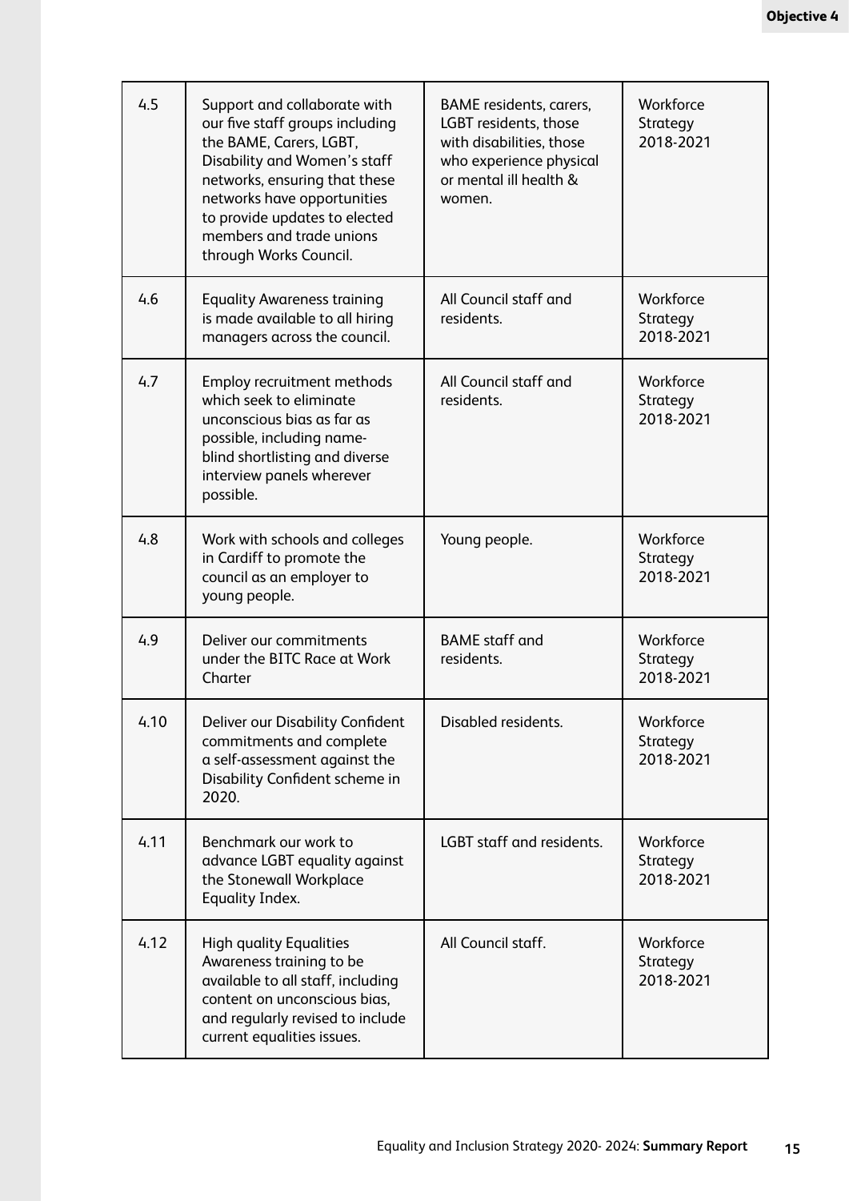| | | | |
|---|---|---|---|
| 4.5 | Support and collaborate with our five staff groups including the BAME, Carers, LGBT, Disability and Women's staff networks, ensuring that these networks have opportunities to provide updates to elected members and trade unions through Works Council. | BAME residents, carers, LGBT residents, those with disabilities, those who experience physical or mental ill health & women. | Workforce Strategy 2018-2021 |
| 4.6 | Equality Awareness training is made available to all hiring managers across the council. | All Council staff and residents. | Workforce Strategy 2018-2021 |
| 4.7 | Employ recruitment methods which seek to eliminate unconscious bias as far as possible, including name-blind shortlisting and diverse interview panels wherever possible. | All Council staff and residents. | Workforce Strategy 2018-2021 |
| 4.8 | Work with schools and colleges in Cardiff to promote the council as an employer to young people. | Young people. | Workforce Strategy 2018-2021 |
| 4.9 | Deliver our commitments under the BITC Race at Work Charter | BAME staff and residents. | Workforce Strategy 2018-2021 |
| 4.10 | Deliver our Disability Confident commitments and complete a self-assessment against the Disability Confident scheme in 2020. | Disabled residents. | Workforce Strategy 2018-2021 |
| 4.11 | Benchmark our work to advance LGBT equality against the Stonewall Workplace Equality Index. | LGBT staff and residents. | Workforce Strategy 2018-2021 |
| 4.12 | High quality Equalities Awareness training to be available to all staff, including content on unconscious bias, and regularly revised to include current equalities issues. | All Council staff. | Workforce Strategy 2018-2021 |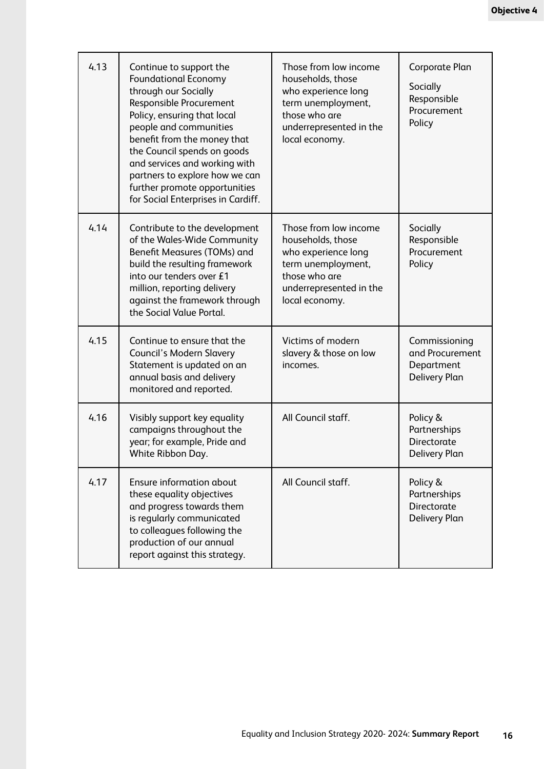| 4.13 | Continue to support the Foundational Economy through our Socially Responsible Procurement Policy, ensuring that local people and communities benefit from the money that the Council spends on goods and services and working with partners to explore how we can further promote opportunities for Social Enterprises in Cardiff. | Those from low income households, those who experience long term unemployment, those who are underrepresented in the local economy. | Corporate Plan<br><br>Socially Responsible Procurement Policy |
|---|---|---|---|
| 4.14 | Contribute to the development of the Wales-Wide Community Benefit Measures (TOMs) and build the resulting framework into our tenders over £1 million, reporting delivery against the framework through the Social Value Portal. | Those from low income households, those who experience long term unemployment, those who are underrepresented in the local economy. | Socially Responsible Procurement Policy |
| 4.15 | Continue to ensure that the Council's Modern Slavery Statement is updated on an annual basis and delivery monitored and reported. | Victims of modern slavery & those on low incomes. | Commissioning and Procurement Department Delivery Plan |
| 4.16 | Visibly support key equality campaigns throughout the year; for example, Pride and White Ribbon Day. | All Council staff. | Policy & Partnerships Directorate Delivery Plan |
| 4.17 | Ensure information about these equality objectives and progress towards them is regularly communicated to colleagues following the production of our annual report against this strategy. | All Council staff. | Policy & Partnerships Directorate Delivery Plan |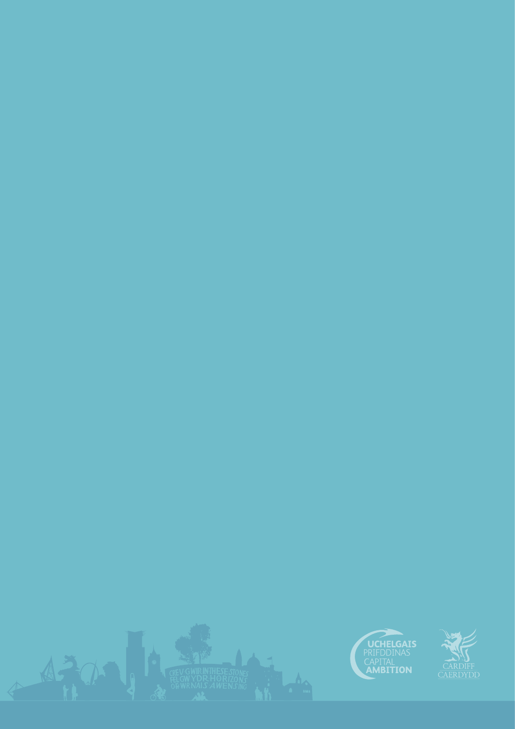UCHELGAIS PRIFDDINAS
CAPITAL AMBITION

CARDIFF
CAERDYDD